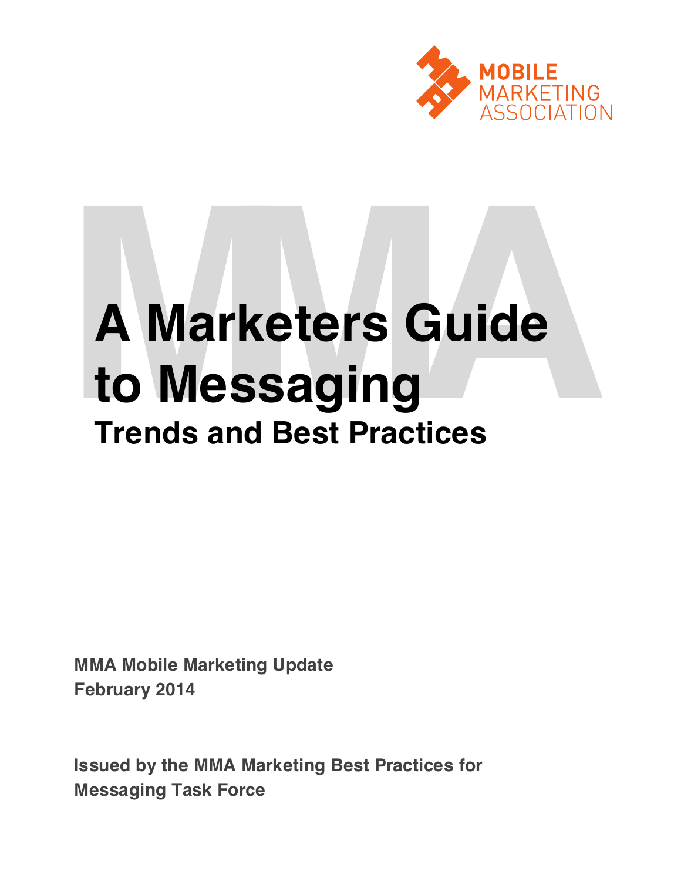MOBILE MARKETING ASSOCIATION

# A Marketers Guide to Messaging

## Trends and Best Practices

**MMA Mobile Marketing Update**
**February 2014**

**Issued by the MMA Marketing Best Practices for Messaging Task Force**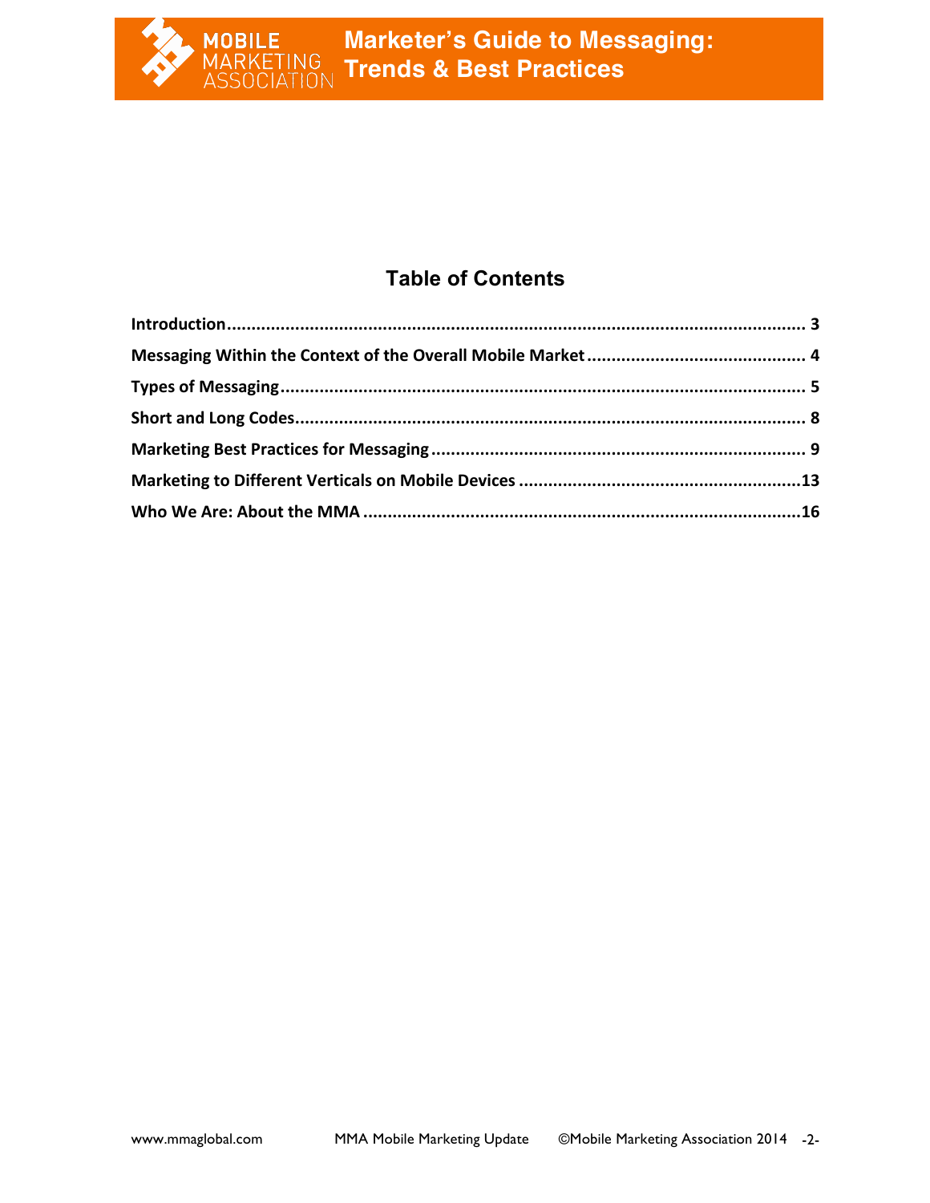## Table of Contents

| | |
|---|---|
| **Introduction** | **3** |
| **Messaging Within the Context of the Overall Mobile Market** | **4** |
| **Types of Messaging** | **5** |
| **Short and Long Codes** | **8** |
| **Marketing Best Practices for Messaging** | **9** |
| **Marketing to Different Verticals on Mobile Devices** | **13** |
| **Who We Are: About the MMA** | **16** |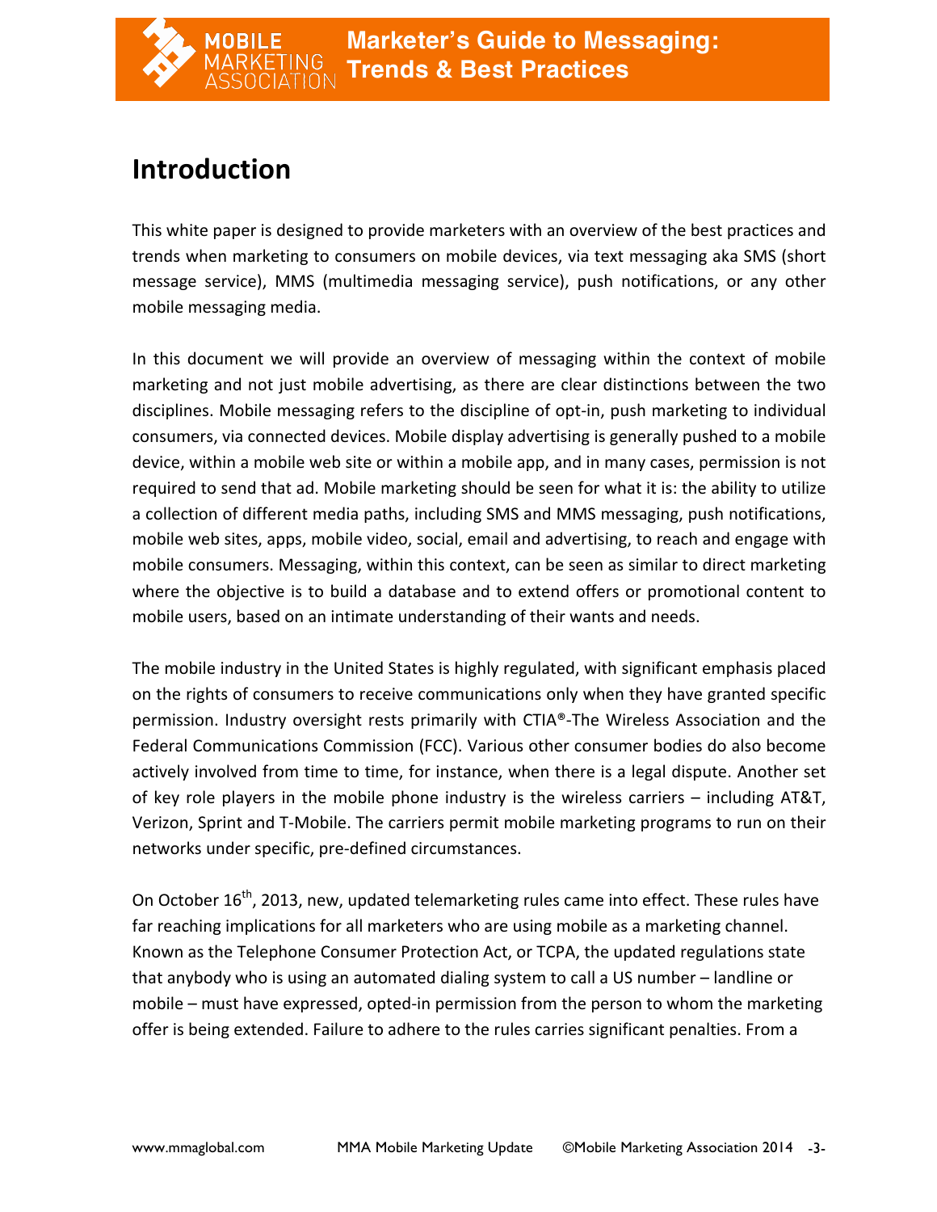# Introduction

This white paper is designed to provide marketers with an overview of the best practices and trends when marketing to consumers on mobile devices, via text messaging aka SMS (short message service), MMS (multimedia messaging service), push notifications, or any other mobile messaging media.

In this document we will provide an overview of messaging within the context of mobile marketing and not just mobile advertising, as there are clear distinctions between the two disciplines. Mobile messaging refers to the discipline of opt-in, push marketing to individual consumers, via connected devices. Mobile display advertising is generally pushed to a mobile device, within a mobile web site or within a mobile app, and in many cases, permission is not required to send that ad. Mobile marketing should be seen for what it is: the ability to utilize a collection of different media paths, including SMS and MMS messaging, push notifications, mobile web sites, apps, mobile video, social, email and advertising, to reach and engage with mobile consumers. Messaging, within this context, can be seen as similar to direct marketing where the objective is to build a database and to extend offers or promotional content to mobile users, based on an intimate understanding of their wants and needs.

The mobile industry in the United States is highly regulated, with significant emphasis placed on the rights of consumers to receive communications only when they have granted specific permission. Industry oversight rests primarily with CTIA®-The Wireless Association and the Federal Communications Commission (FCC). Various other consumer bodies do also become actively involved from time to time, for instance, when there is a legal dispute. Another set of key role players in the mobile phone industry is the wireless carriers – including AT&T, Verizon, Sprint and T-Mobile. The carriers permit mobile marketing programs to run on their networks under specific, pre-defined circumstances.

On October 16th, 2013, new, updated telemarketing rules came into effect. These rules have far reaching implications for all marketers who are using mobile as a marketing channel. Known as the Telephone Consumer Protection Act, or TCPA, the updated regulations state that anybody who is using an automated dialing system to call a US number – landline or mobile – must have expressed, opted-in permission from the person to whom the marketing offer is being extended. Failure to adhere to the rules carries significant penalties. From a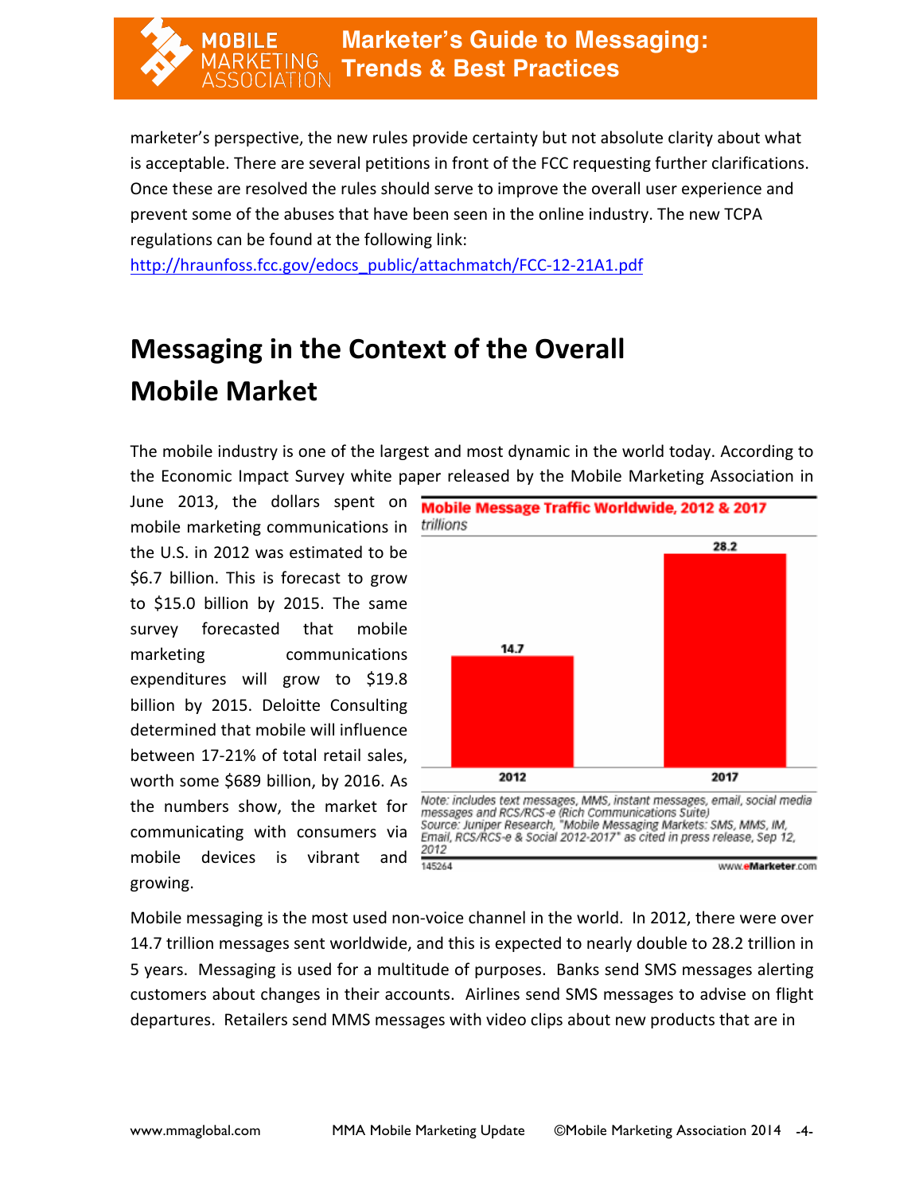marketer's perspective, the new rules provide certainty but not absolute clarity about what is acceptable. There are several petitions in front of the FCC requesting further clarifications. Once these are resolved the rules should serve to improve the overall user experience and prevent some of the abuses that have been seen in the online industry. The new TCPA regulations can be found at the following link: http://hraunfoss.fcc.gov/edocs_public/attachmatch/FCC-12-21A1.pdf

## Messaging in the Context of the Overall Mobile Market

The mobile industry is one of the largest and most dynamic in the world today. According to the Economic Impact Survey white paper released by the Mobile Marketing Association in June 2013, the dollars spent on mobile marketing communications in the U.S. in 2012 was estimated to be $6.7 billion. This is forecast to grow to $15.0 billion by 2015. The same survey forecasted that mobile marketing communications expenditures will grow to $19.8 billion by 2015. Deloitte Consulting determined that mobile will influence between 17-21% of total retail sales, worth some $689 billion, by 2016. As the numbers show, the market for communicating with consumers via mobile devices is vibrant and growing.

**Mobile Message Traffic Worldwide, 2012 & 2017**
*trillions*

| 2012 | 2017 |
|---|---|
| 14.7 | 28.2 |

*Note: includes text messages, MMS, instant messages, email, social media messages and RCS/RCS-e (Rich Communications Suite)*
*Source: Juniper Research, "Mobile Messaging Markets: SMS, MMS, IM, Email, RCS/RCS-e & Social 2012-2017" as cited in press release, Sep 12, 2012*
145264 www.eMarketer.com

Mobile messaging is the most used non-voice channel in the world. In 2012, there were over 14.7 trillion messages sent worldwide, and this is expected to nearly double to 28.2 trillion in 5 years. Messaging is used for a multitude of purposes. Banks send SMS messages alerting customers about changes in their accounts. Airlines send SMS messages to advise on flight departures. Retailers send MMS messages with video clips about new products that are in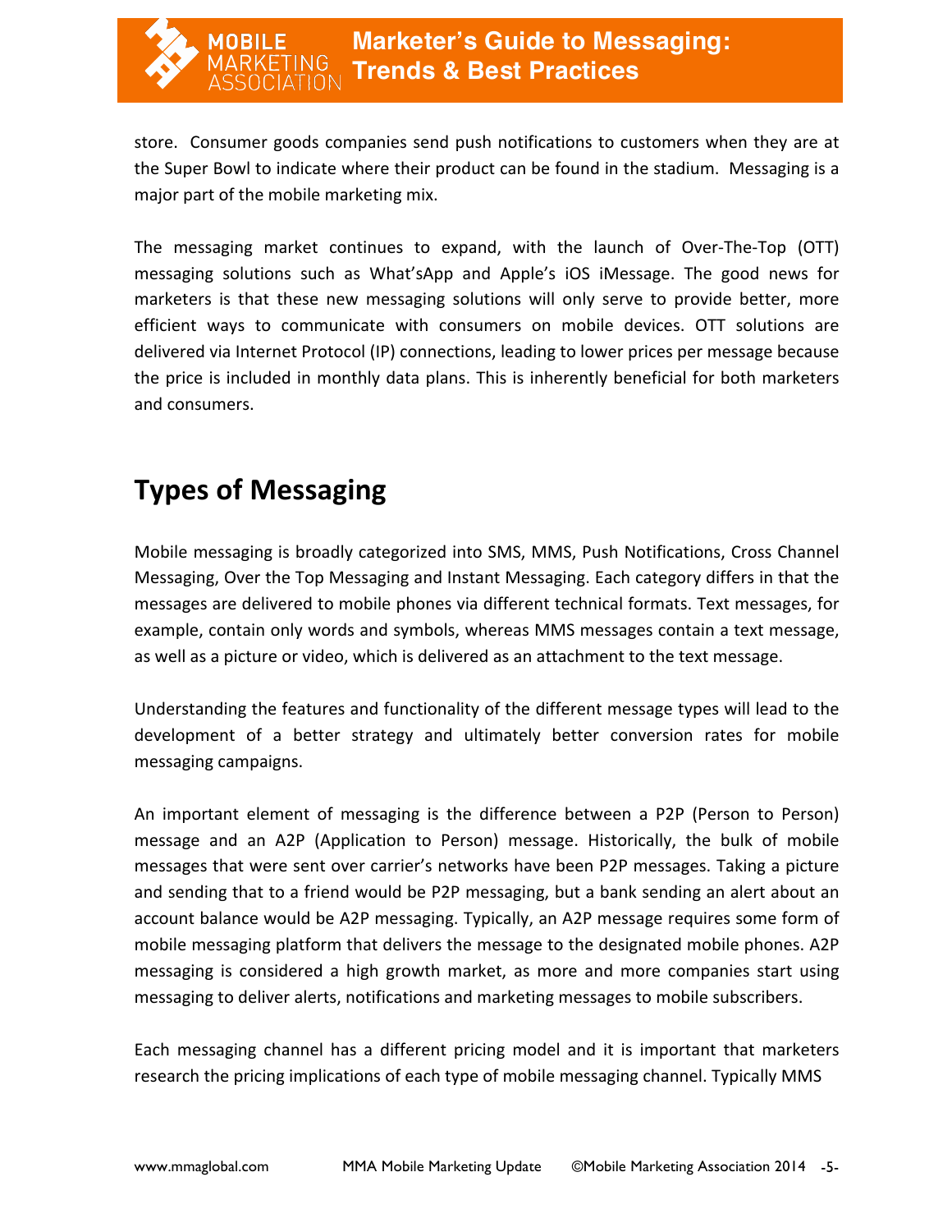store. Consumer goods companies send push notifications to customers when they are at the Super Bowl to indicate where their product can be found in the stadium. Messaging is a major part of the mobile marketing mix.

The messaging market continues to expand, with the launch of Over-The-Top (OTT) messaging solutions such as What'sApp and Apple's iOS iMessage. The good news for marketers is that these new messaging solutions will only serve to provide better, more efficient ways to communicate with consumers on mobile devices. OTT solutions are delivered via Internet Protocol (IP) connections, leading to lower prices per message because the price is included in monthly data plans. This is inherently beneficial for both marketers and consumers.

## Types of Messaging

Mobile messaging is broadly categorized into SMS, MMS, Push Notifications, Cross Channel Messaging, Over the Top Messaging and Instant Messaging. Each category differs in that the messages are delivered to mobile phones via different technical formats. Text messages, for example, contain only words and symbols, whereas MMS messages contain a text message, as well as a picture or video, which is delivered as an attachment to the text message.

Understanding the features and functionality of the different message types will lead to the development of a better strategy and ultimately better conversion rates for mobile messaging campaigns.

An important element of messaging is the difference between a P2P (Person to Person) message and an A2P (Application to Person) message. Historically, the bulk of mobile messages that were sent over carrier's networks have been P2P messages. Taking a picture and sending that to a friend would be P2P messaging, but a bank sending an alert about an account balance would be A2P messaging. Typically, an A2P message requires some form of mobile messaging platform that delivers the message to the designated mobile phones. A2P messaging is considered a high growth market, as more and more companies start using messaging to deliver alerts, notifications and marketing messages to mobile subscribers.

Each messaging channel has a different pricing model and it is important that marketers research the pricing implications of each type of mobile messaging channel. Typically MMS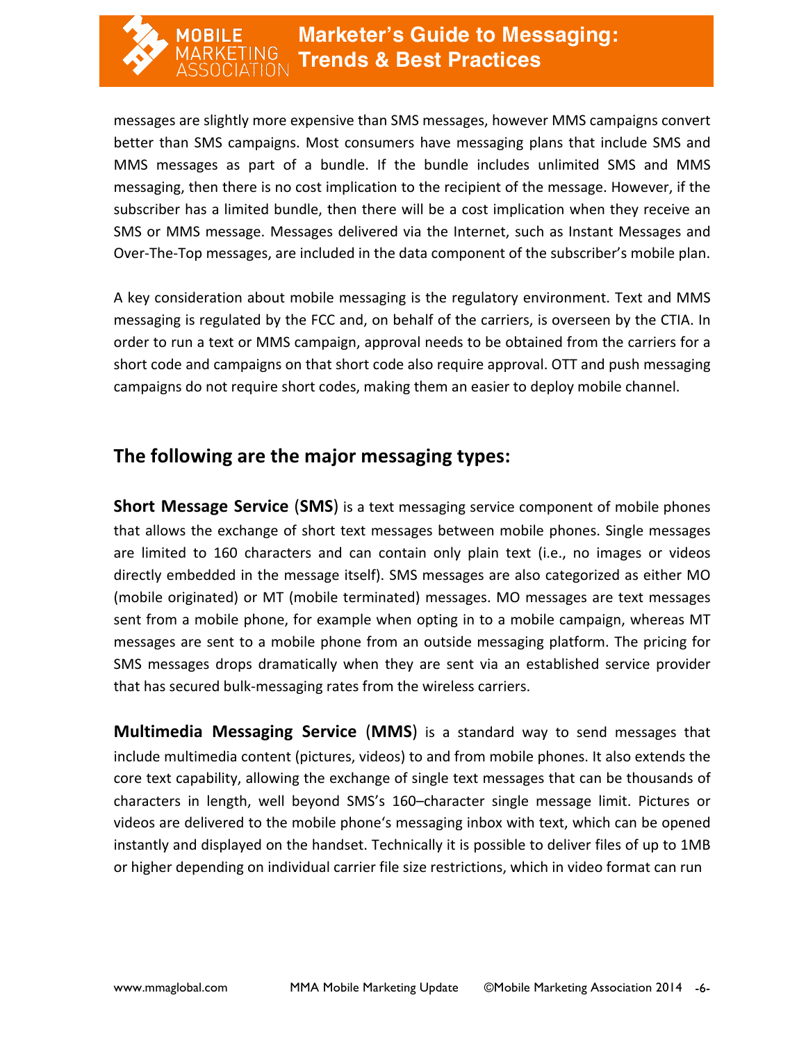messages are slightly more expensive than SMS messages, however MMS campaigns convert better than SMS campaigns. Most consumers have messaging plans that include SMS and MMS messages as part of a bundle. If the bundle includes unlimited SMS and MMS messaging, then there is no cost implication to the recipient of the message. However, if the subscriber has a limited bundle, then there will be a cost implication when they receive an SMS or MMS message. Messages delivered via the Internet, such as Instant Messages and Over-The-Top messages, are included in the data component of the subscriber's mobile plan.

A key consideration about mobile messaging is the regulatory environment. Text and MMS messaging is regulated by the FCC and, on behalf of the carriers, is overseen by the CTIA. In order to run a text or MMS campaign, approval needs to be obtained from the carriers for a short code and campaigns on that short code also require approval. OTT and push messaging campaigns do not require short codes, making them an easier to deploy mobile channel.

## The following are the major messaging types:

**Short Message Service** (**SMS**) is a text messaging service component of mobile phones that allows the exchange of short text messages between mobile phones. Single messages are limited to 160 characters and can contain only plain text (i.e., no images or videos directly embedded in the message itself). SMS messages are also categorized as either MO (mobile originated) or MT (mobile terminated) messages. MO messages are text messages sent from a mobile phone, for example when opting in to a mobile campaign, whereas MT messages are sent to a mobile phone from an outside messaging platform. The pricing for SMS messages drops dramatically when they are sent via an established service provider that has secured bulk-messaging rates from the wireless carriers.

**Multimedia Messaging Service** (**MMS**) is a standard way to send messages that include multimedia content (pictures, videos) to and from mobile phones. It also extends the core text capability, allowing the exchange of single text messages that can be thousands of characters in length, well beyond SMS's 160–character single message limit. Pictures or videos are delivered to the mobile phone's messaging inbox with text, which can be opened instantly and displayed on the handset. Technically it is possible to deliver files of up to 1MB or higher depending on individual carrier file size restrictions, which in video format can run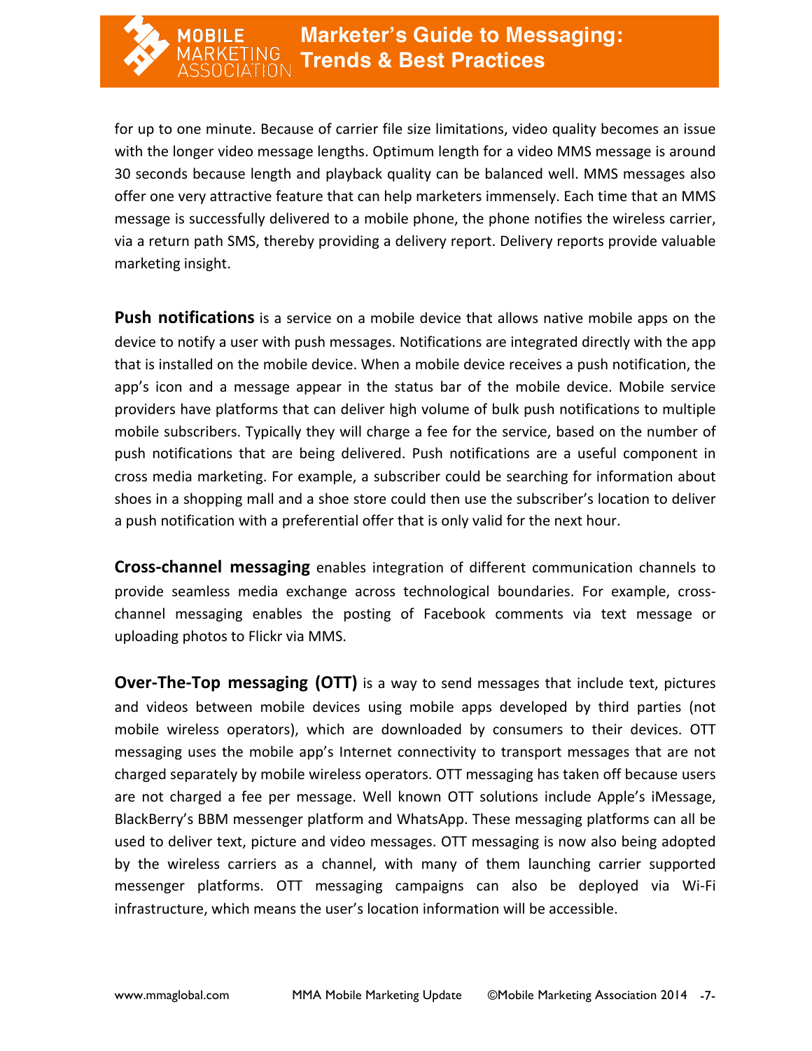for up to one minute. Because of carrier file size limitations, video quality becomes an issue with the longer video message lengths. Optimum length for a video MMS message is around 30 seconds because length and playback quality can be balanced well. MMS messages also offer one very attractive feature that can help marketers immensely. Each time that an MMS message is successfully delivered to a mobile phone, the phone notifies the wireless carrier, via a return path SMS, thereby providing a delivery report. Delivery reports provide valuable marketing insight.

**Push notifications** is a service on a mobile device that allows native mobile apps on the device to notify a user with push messages. Notifications are integrated directly with the app that is installed on the mobile device. When a mobile device receives a push notification, the app's icon and a message appear in the status bar of the mobile device. Mobile service providers have platforms that can deliver high volume of bulk push notifications to multiple mobile subscribers. Typically they will charge a fee for the service, based on the number of push notifications that are being delivered. Push notifications are a useful component in cross media marketing. For example, a subscriber could be searching for information about shoes in a shopping mall and a shoe store could then use the subscriber's location to deliver a push notification with a preferential offer that is only valid for the next hour.

**Cross-channel messaging** enables integration of different communication channels to provide seamless media exchange across technological boundaries. For example, cross-channel messaging enables the posting of Facebook comments via text message or uploading photos to Flickr via MMS.

**Over-The-Top messaging (OTT)** is a way to send messages that include text, pictures and videos between mobile devices using mobile apps developed by third parties (not mobile wireless operators), which are downloaded by consumers to their devices. OTT messaging uses the mobile app's Internet connectivity to transport messages that are not charged separately by mobile wireless operators. OTT messaging has taken off because users are not charged a fee per message. Well known OTT solutions include Apple's iMessage, BlackBerry's BBM messenger platform and WhatsApp. These messaging platforms can all be used to deliver text, picture and video messages. OTT messaging is now also being adopted by the wireless carriers as a channel, with many of them launching carrier supported messenger platforms. OTT messaging campaigns can also be deployed via Wi-Fi infrastructure, which means the user's location information will be accessible.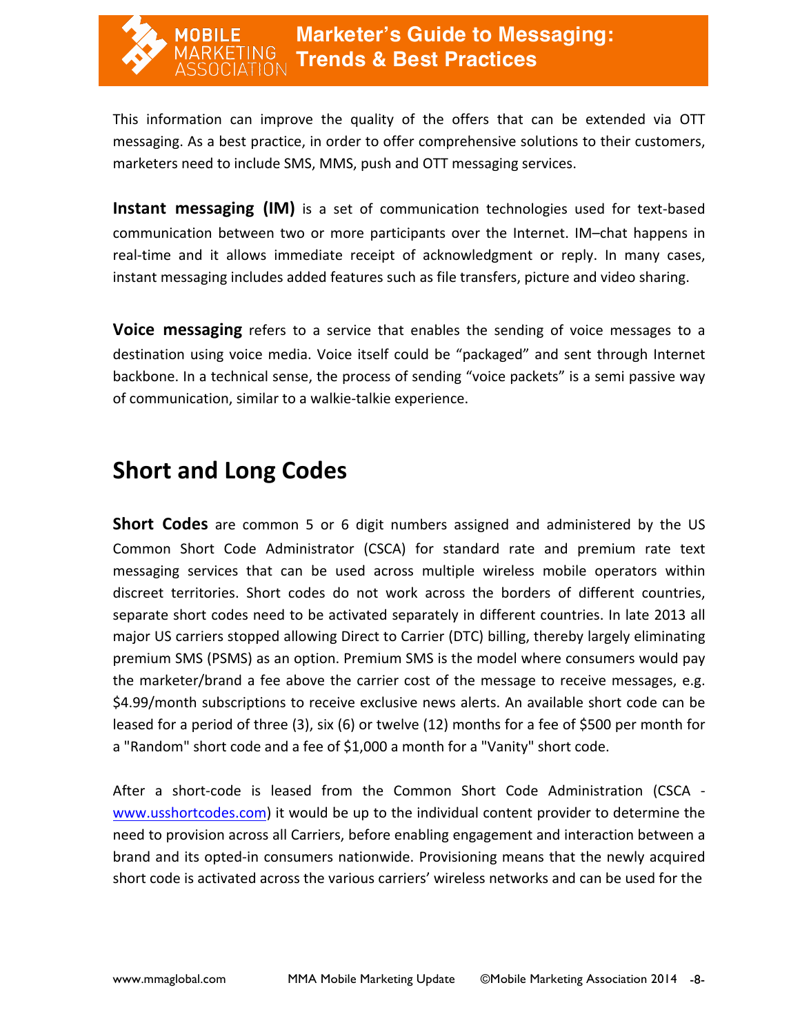This information can improve the quality of the offers that can be extended via OTT messaging. As a best practice, in order to offer comprehensive solutions to their customers, marketers need to include SMS, MMS, push and OTT messaging services.

**Instant messaging (IM)** is a set of communication technologies used for text-based communication between two or more participants over the Internet. IM–chat happens in real-time and it allows immediate receipt of acknowledgment or reply. In many cases, instant messaging includes added features such as file transfers, picture and video sharing.

**Voice messaging** refers to a service that enables the sending of voice messages to a destination using voice media. Voice itself could be "packaged" and sent through Internet backbone. In a technical sense, the process of sending "voice packets" is a semi passive way of communication, similar to a walkie-talkie experience.

## Short and Long Codes

**Short Codes** are common 5 or 6 digit numbers assigned and administered by the US Common Short Code Administrator (CSCA) for standard rate and premium rate text messaging services that can be used across multiple wireless mobile operators within discreet territories. Short codes do not work across the borders of different countries, separate short codes need to be activated separately in different countries. In late 2013 all major US carriers stopped allowing Direct to Carrier (DTC) billing, thereby largely eliminating premium SMS (PSMS) as an option. Premium SMS is the model where consumers would pay the marketer/brand a fee above the carrier cost of the message to receive messages, e.g. $4.99/month subscriptions to receive exclusive news alerts. An available short code can be leased for a period of three (3), six (6) or twelve (12) months for a fee of $500 per month for a "Random" short code and a fee of $1,000 a month for a "Vanity" short code.

After a short-code is leased from the Common Short Code Administration (CSCA - www.usshortcodes.com) it would be up to the individual content provider to determine the need to provision across all Carriers, before enabling engagement and interaction between a brand and its opted-in consumers nationwide. Provisioning means that the newly acquired short code is activated across the various carriers' wireless networks and can be used for the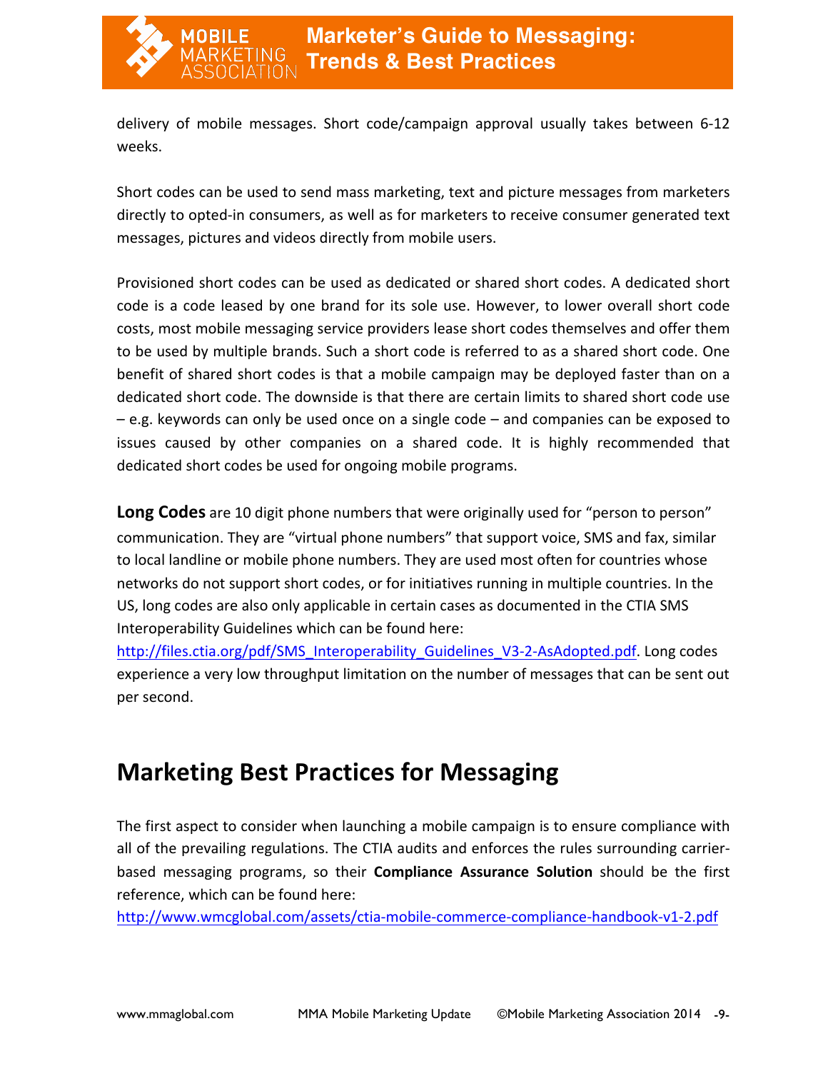delivery of mobile messages. Short code/campaign approval usually takes between 6-12 weeks.

Short codes can be used to send mass marketing, text and picture messages from marketers directly to opted-in consumers, as well as for marketers to receive consumer generated text messages, pictures and videos directly from mobile users.

Provisioned short codes can be used as dedicated or shared short codes. A dedicated short code is a code leased by one brand for its sole use. However, to lower overall short code costs, most mobile messaging service providers lease short codes themselves and offer them to be used by multiple brands. Such a short code is referred to as a shared short code. One benefit of shared short codes is that a mobile campaign may be deployed faster than on a dedicated short code. The downside is that there are certain limits to shared short code use – e.g. keywords can only be used once on a single code – and companies can be exposed to issues caused by other companies on a shared code. It is highly recommended that dedicated short codes be used for ongoing mobile programs.

**Long Codes** are 10 digit phone numbers that were originally used for "person to person" communication. They are "virtual phone numbers" that support voice, SMS and fax, similar to local landline or mobile phone numbers. They are used most often for countries whose networks do not support short codes, or for initiatives running in multiple countries. In the US, long codes are also only applicable in certain cases as documented in the CTIA SMS Interoperability Guidelines which can be found here: http://files.ctia.org/pdf/SMS_Interoperability_Guidelines_V3-2-AsAdopted.pdf. Long codes experience a very low throughput limitation on the number of messages that can be sent out per second.

## Marketing Best Practices for Messaging

The first aspect to consider when launching a mobile campaign is to ensure compliance with all of the prevailing regulations. The CTIA audits and enforces the rules surrounding carrier-based messaging programs, so their **Compliance Assurance Solution** should be the first reference, which can be found here:
http://www.wmcglobal.com/assets/ctia-mobile-commerce-compliance-handbook-v1-2.pdf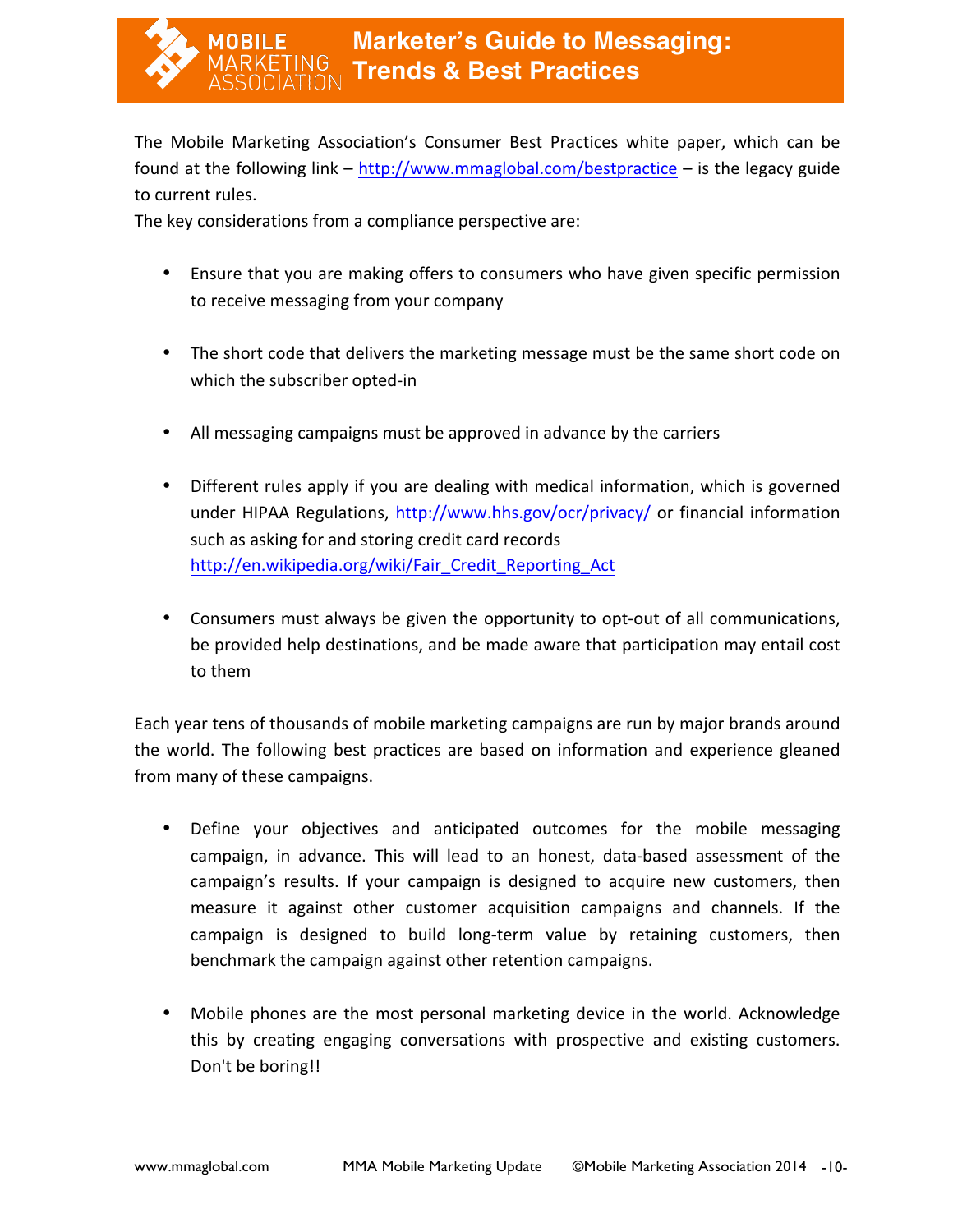The Mobile Marketing Association's Consumer Best Practices white paper, which can be found at the following link – http://www.mmaglobal.com/bestpractice – is the legacy guide to current rules.

The key considerations from a compliance perspective are:

- Ensure that you are making offers to consumers who have given specific permission to receive messaging from your company
- The short code that delivers the marketing message must be the same short code on which the subscriber opted-in
- All messaging campaigns must be approved in advance by the carriers
- Different rules apply if you are dealing with medical information, which is governed under HIPAA Regulations, http://www.hhs.gov/ocr/privacy/ or financial information such as asking for and storing credit card records http://en.wikipedia.org/wiki/Fair_Credit_Reporting_Act
- Consumers must always be given the opportunity to opt-out of all communications, be provided help destinations, and be made aware that participation may entail cost to them

Each year tens of thousands of mobile marketing campaigns are run by major brands around the world. The following best practices are based on information and experience gleaned from many of these campaigns.

- Define your objectives and anticipated outcomes for the mobile messaging campaign, in advance. This will lead to an honest, data-based assessment of the campaign's results. If your campaign is designed to acquire new customers, then measure it against other customer acquisition campaigns and channels. If the campaign is designed to build long-term value by retaining customers, then benchmark the campaign against other retention campaigns.
- Mobile phones are the most personal marketing device in the world. Acknowledge this by creating engaging conversations with prospective and existing customers. Don't be boring!!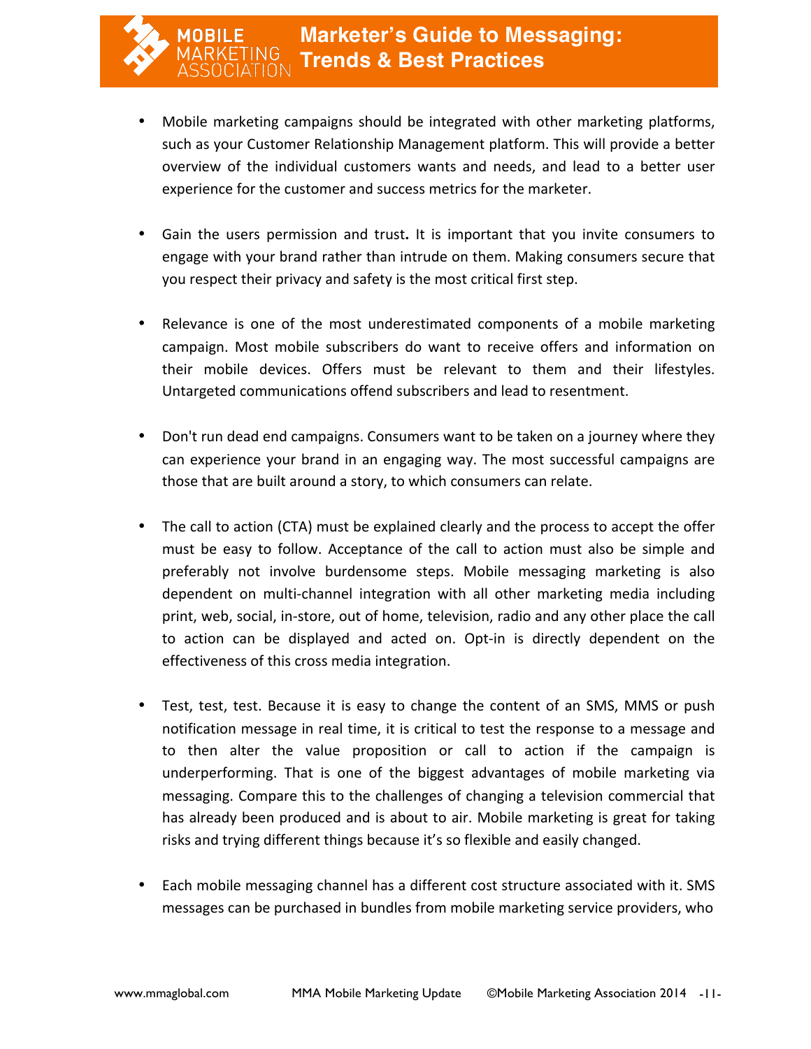- Mobile marketing campaigns should be integrated with other marketing platforms, such as your Customer Relationship Management platform. This will provide a better overview of the individual customers wants and needs, and lead to a better user experience for the customer and success metrics for the marketer.

- Gain the users permission and trust**.** It is important that you invite consumers to engage with your brand rather than intrude on them. Making consumers secure that you respect their privacy and safety is the most critical first step.

- Relevance is one of the most underestimated components of a mobile marketing campaign. Most mobile subscribers do want to receive offers and information on their mobile devices. Offers must be relevant to them and their lifestyles. Untargeted communications offend subscribers and lead to resentment.

- Don't run dead end campaigns. Consumers want to be taken on a journey where they can experience your brand in an engaging way. The most successful campaigns are those that are built around a story, to which consumers can relate.

- The call to action (CTA) must be explained clearly and the process to accept the offer must be easy to follow. Acceptance of the call to action must also be simple and preferably not involve burdensome steps. Mobile messaging marketing is also dependent on multi-channel integration with all other marketing media including print, web, social, in-store, out of home, television, radio and any other place the call to action can be displayed and acted on. Opt-in is directly dependent on the effectiveness of this cross media integration.

- Test, test, test. Because it is easy to change the content of an SMS, MMS or push notification message in real time, it is critical to test the response to a message and to then alter the value proposition or call to action if the campaign is underperforming. That is one of the biggest advantages of mobile marketing via messaging. Compare this to the challenges of changing a television commercial that has already been produced and is about to air. Mobile marketing is great for taking risks and trying different things because it's so flexible and easily changed.

- Each mobile messaging channel has a different cost structure associated with it. SMS messages can be purchased in bundles from mobile marketing service providers, who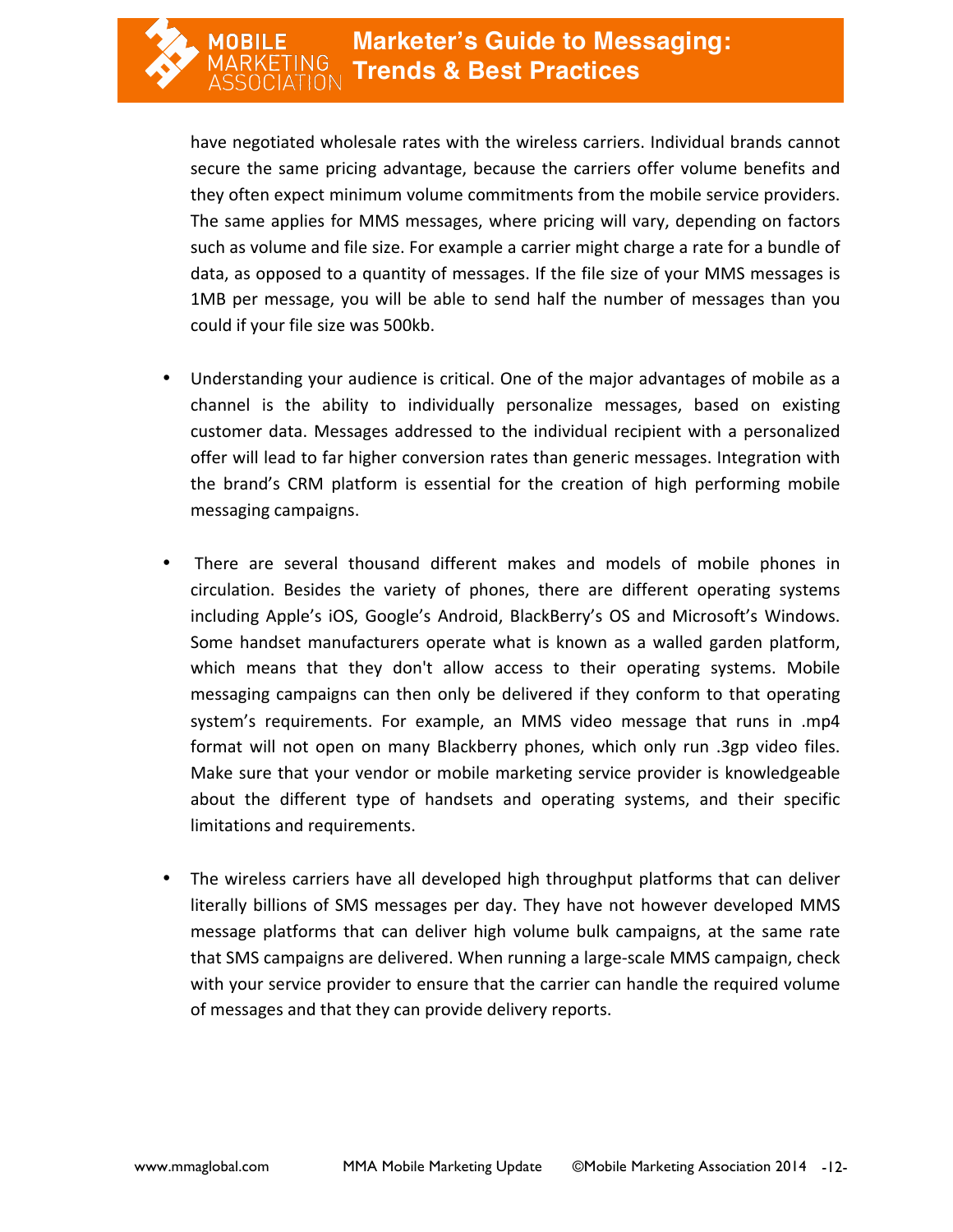have negotiated wholesale rates with the wireless carriers. Individual brands cannot secure the same pricing advantage, because the carriers offer volume benefits and they often expect minimum volume commitments from the mobile service providers. The same applies for MMS messages, where pricing will vary, depending on factors such as volume and file size. For example a carrier might charge a rate for a bundle of data, as opposed to a quantity of messages. If the file size of your MMS messages is 1MB per message, you will be able to send half the number of messages than you could if your file size was 500kb.

- Understanding your audience is critical. One of the major advantages of mobile as a channel is the ability to individually personalize messages, based on existing customer data. Messages addressed to the individual recipient with a personalized offer will lead to far higher conversion rates than generic messages. Integration with the brand's CRM platform is essential for the creation of high performing mobile messaging campaigns.

- There are several thousand different makes and models of mobile phones in circulation. Besides the variety of phones, there are different operating systems including Apple's iOS, Google's Android, BlackBerry's OS and Microsoft's Windows. Some handset manufacturers operate what is known as a walled garden platform, which means that they don't allow access to their operating systems. Mobile messaging campaigns can then only be delivered if they conform to that operating system's requirements. For example, an MMS video message that runs in .mp4 format will not open on many Blackberry phones, which only run .3gp video files. Make sure that your vendor or mobile marketing service provider is knowledgeable about the different type of handsets and operating systems, and their specific limitations and requirements.

- The wireless carriers have all developed high throughput platforms that can deliver literally billions of SMS messages per day. They have not however developed MMS message platforms that can deliver high volume bulk campaigns, at the same rate that SMS campaigns are delivered. When running a large-scale MMS campaign, check with your service provider to ensure that the carrier can handle the required volume of messages and that they can provide delivery reports.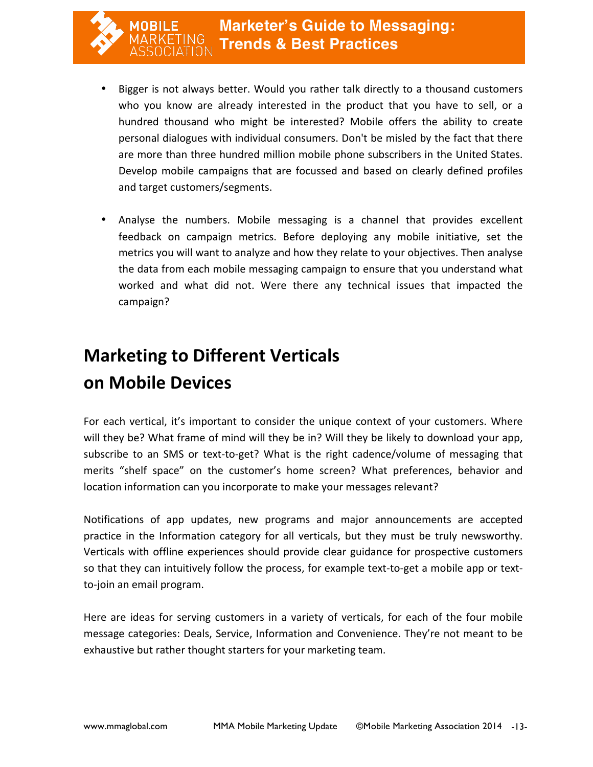- Bigger is not always better. Would you rather talk directly to a thousand customers who you know are already interested in the product that you have to sell, or a hundred thousand who might be interested? Mobile offers the ability to create personal dialogues with individual consumers. Don't be misled by the fact that there are more than three hundred million mobile phone subscribers in the United States. Develop mobile campaigns that are focussed and based on clearly defined profiles and target customers/segments.

- Analyse the numbers. Mobile messaging is a channel that provides excellent feedback on campaign metrics. Before deploying any mobile initiative, set the metrics you will want to analyze and how they relate to your objectives. Then analyse the data from each mobile messaging campaign to ensure that you understand what worked and what did not. Were there any technical issues that impacted the campaign?

## Marketing to Different Verticals on Mobile Devices

For each vertical, it's important to consider the unique context of your customers. Where will they be? What frame of mind will they be in? Will they be likely to download your app, subscribe to an SMS or text-to-get? What is the right cadence/volume of messaging that merits "shelf space" on the customer's home screen? What preferences, behavior and location information can you incorporate to make your messages relevant?

Notifications of app updates, new programs and major announcements are accepted practice in the Information category for all verticals, but they must be truly newsworthy. Verticals with offline experiences should provide clear guidance for prospective customers so that they can intuitively follow the process, for example text-to-get a mobile app or text-to-join an email program.

Here are ideas for serving customers in a variety of verticals, for each of the four mobile message categories: Deals, Service, Information and Convenience. They're not meant to be exhaustive but rather thought starters for your marketing team.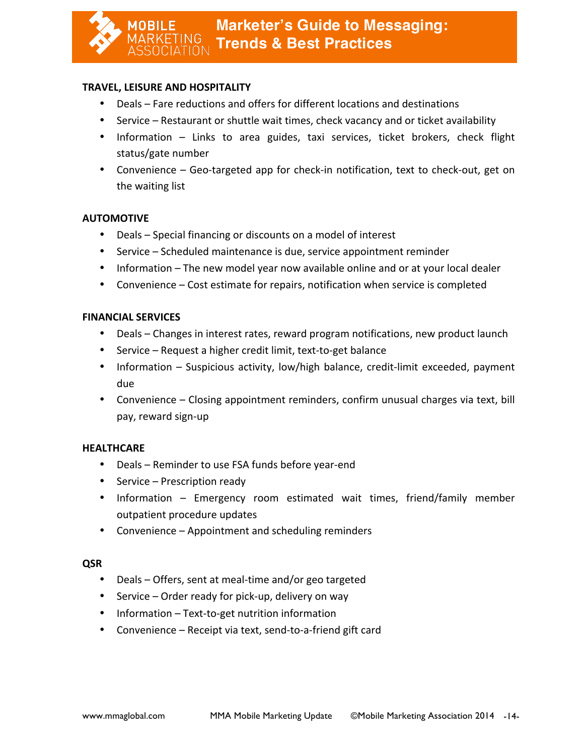**TRAVEL, LEISURE AND HOSPITALITY**

- Deals – Fare reductions and offers for different locations and destinations
- Service – Restaurant or shuttle wait times, check vacancy and or ticket availability
- Information – Links to area guides, taxi services, ticket brokers, check flight status/gate number
- Convenience – Geo-targeted app for check-in notification, text to check-out, get on the waiting list

**AUTOMOTIVE**

- Deals – Special financing or discounts on a model of interest
- Service – Scheduled maintenance is due, service appointment reminder
- Information – The new model year now available online and or at your local dealer
- Convenience – Cost estimate for repairs, notification when service is completed

**FINANCIAL SERVICES**

- Deals – Changes in interest rates, reward program notifications, new product launch
- Service – Request a higher credit limit, text-to-get balance
- Information – Suspicious activity, low/high balance, credit-limit exceeded, payment due
- Convenience – Closing appointment reminders, confirm unusual charges via text, bill pay, reward sign-up

**HEALTHCARE**

- Deals – Reminder to use FSA funds before year-end
- Service – Prescription ready
- Information – Emergency room estimated wait times, friend/family member outpatient procedure updates
- Convenience – Appointment and scheduling reminders

**QSR**

- Deals – Offers, sent at meal-time and/or geo targeted
- Service – Order ready for pick-up, delivery on way
- Information – Text-to-get nutrition information
- Convenience – Receipt via text, send-to-a-friend gift card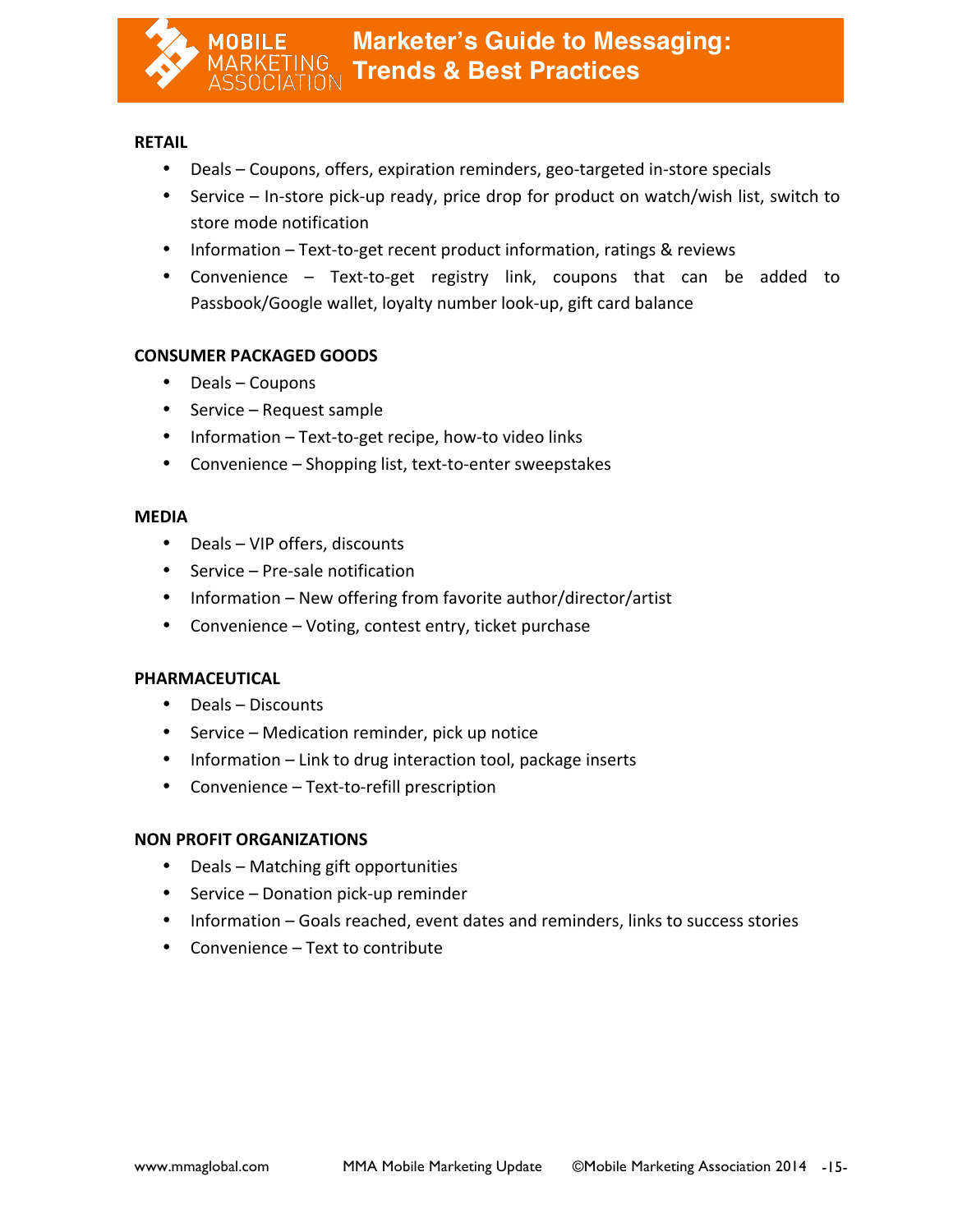## RETAIL

- Deals – Coupons, offers, expiration reminders, geo-targeted in-store specials
- Service – In-store pick-up ready, price drop for product on watch/wish list, switch to store mode notification
- Information – Text-to-get recent product information, ratings & reviews
- Convenience – Text-to-get registry link, coupons that can be added to Passbook/Google wallet, loyalty number look-up, gift card balance

## CONSUMER PACKAGED GOODS

- Deals – Coupons
- Service – Request sample
- Information – Text-to-get recipe, how-to video links
- Convenience – Shopping list, text-to-enter sweepstakes

## MEDIA

- Deals – VIP offers, discounts
- Service – Pre-sale notification
- Information – New offering from favorite author/director/artist
- Convenience – Voting, contest entry, ticket purchase

## PHARMACEUTICAL

- Deals – Discounts
- Service – Medication reminder, pick up notice
- Information – Link to drug interaction tool, package inserts
- Convenience – Text-to-refill prescription

## NON PROFIT ORGANIZATIONS

- Deals – Matching gift opportunities
- Service – Donation pick-up reminder
- Information – Goals reached, event dates and reminders, links to success stories
- Convenience – Text to contribute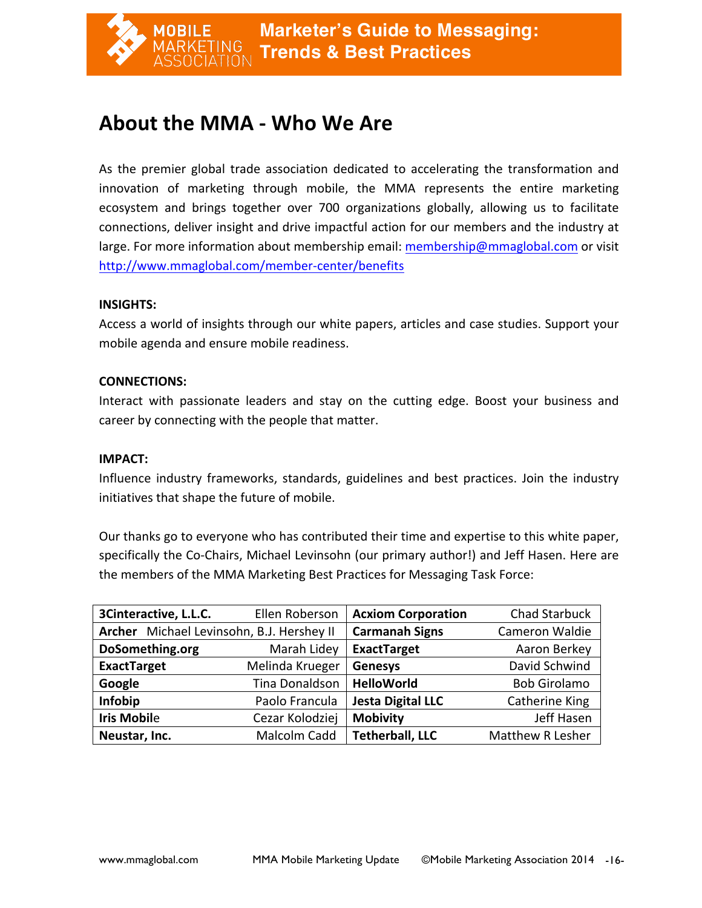## About the MMA - Who We Are

As the premier global trade association dedicated to accelerating the transformation and innovation of marketing through mobile, the MMA represents the entire marketing ecosystem and brings together over 700 organizations globally, allowing us to facilitate connections, deliver insight and drive impactful action for our members and the industry at large. For more information about membership email: membership@mmaglobal.com or visit http://www.mmaglobal.com/member-center/benefits

**INSIGHTS:**
Access a world of insights through our white papers, articles and case studies. Support your mobile agenda and ensure mobile readiness.

**CONNECTIONS:**
Interact with passionate leaders and stay on the cutting edge. Boost your business and career by connecting with the people that matter.

**IMPACT:**
Influence industry frameworks, standards, guidelines and best practices. Join the industry initiatives that shape the future of mobile.

Our thanks go to everyone who has contributed their time and expertise to this white paper, specifically the Co-Chairs, Michael Levinsohn (our primary author!) and Jeff Hasen. Here are the members of the MMA Marketing Best Practices for Messaging Task Force:

| | | | |
|---|---|---|---|
| **3Cinteractive, L.L.C.** | Ellen Roberson | **Acxiom Corporation** | Chad Starbuck |
| **Archer** | Michael Levinsohn, B.J. Hershey II | **Carmanah Signs** | Cameron Waldie |
| **DoSomething.org** | Marah Lidey | **ExactTarget** | Aaron Berkey |
| **ExactTarget** | Melinda Krueger | **Genesys** | David Schwind |
| **Google** | Tina Donaldson | **HelloWorld** | Bob Girolamo |
| **Infobip** | Paolo Francula | **Jesta Digital LLC** | Catherine King |
| **Iris Mobile** | Cezar Kolodziej | **Mobivity** | Jeff Hasen |
| **Neustar, Inc.** | Malcolm Cadd | **Tetherball, LLC** | Matthew R Lesher |